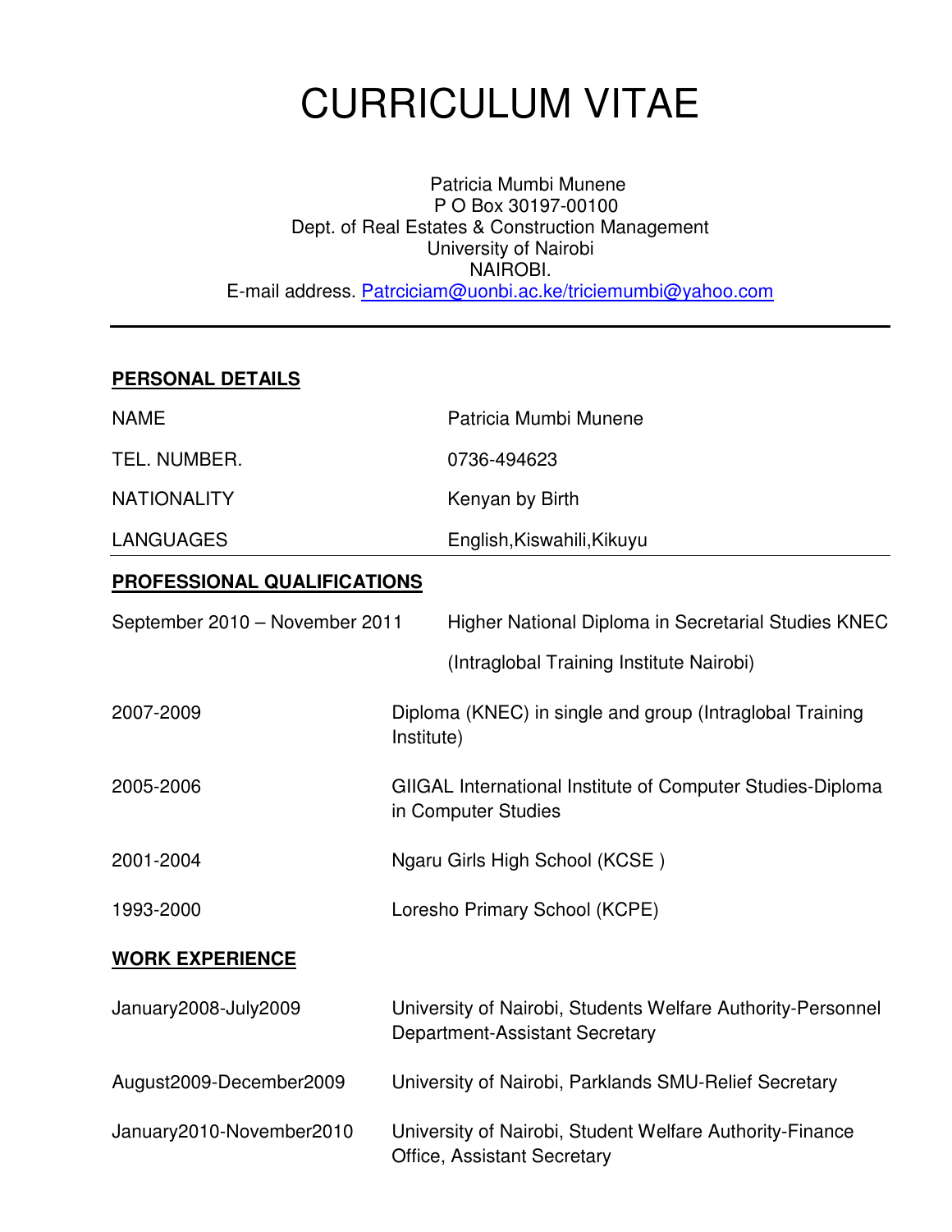# CURRICULUM VITAE

Patricia Mumbi Munene
P O Box 30197-00100
Dept. of Real Estates & Construction Management
University of Nairobi
NAIROBI.
E-mail address. Patrciciam@uonbi.ac.ke/triciemumbi@yahoo.com

---

## PERSONAL DETAILS

| | |
|---|---|
| NAME | Patricia Mumbi Munene |
| TEL. NUMBER. | 0736-494623 |
| NATIONALITY | Kenyan by Birth |
| LANGUAGES | English,Kiswahili,Kikuyu |

## PROFESSIONAL QUALIFICATIONS

| | |
|---|---|
| September 2010 – November 2011 | Higher National Diploma in Secretarial Studies KNEC (Intraglobal Training Institute Nairobi) |
| 2007-2009 | Diploma (KNEC) in single and group (Intraglobal Training Institute) |
| 2005-2006 | GIIGAL International Institute of Computer Studies-Diploma in Computer Studies |
| 2001-2004 | Ngaru Girls High School (KCSE ) |
| 1993-2000 | Loresho Primary School (KCPE) |

## WORK EXPERIENCE

| | |
|---|---|
| January2008-July2009 | University of Nairobi, Students Welfare Authority-Personnel Department-Assistant Secretary |
| August2009-December2009 | University of Nairobi, Parklands SMU-Relief Secretary |
| January2010-November2010 | University of Nairobi, Student Welfare Authority-Finance Office, Assistant Secretary |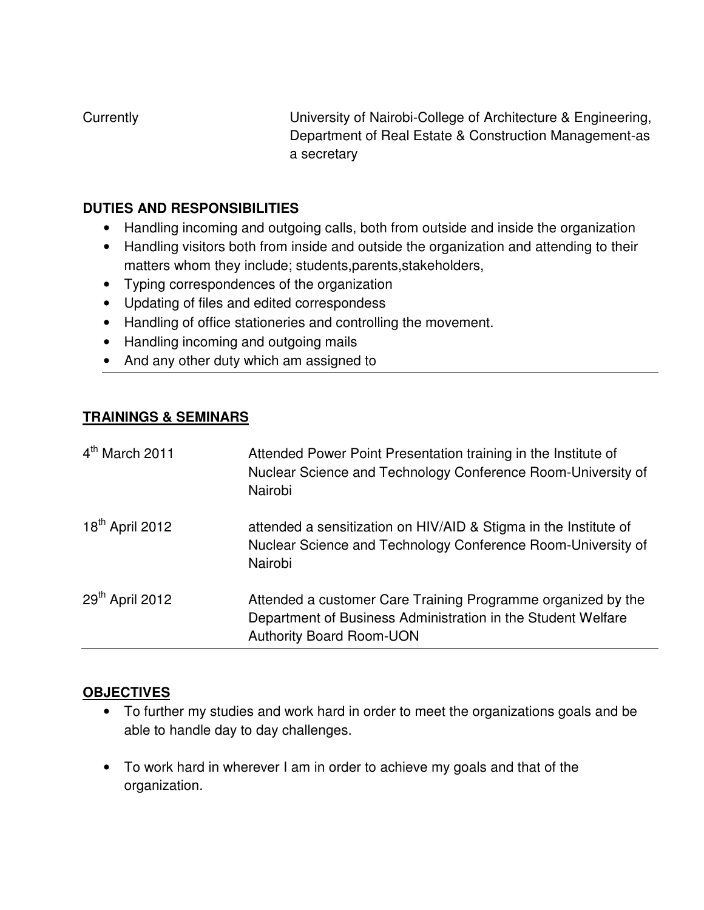| | |
|---|---|
| Currently | University of Nairobi-College of Architecture & Engineering, Department of Real Estate & Construction Management-as a secretary |

**DUTIES AND RESPONSIBILITIES**

- Handling incoming and outgoing calls, both from outside and inside the organization
- Handling visitors both from inside and outside the organization and attending to their matters whom they include; students,parents,stakeholders,
- Typing correspondences of the organization
- Updating of files and edited correspondess
- Handling of office stationeries and controlling the movement.
- Handling incoming and outgoing mails
- And any other duty which am assigned to

**TRAININGS & SEMINARS**

| | |
|---|---|
| 4th March 2011 | Attended Power Point Presentation training in the Institute of Nuclear Science and Technology Conference Room-University of Nairobi |
| 18th April 2012 | attended a sensitization on HIV/AID & Stigma in the Institute of Nuclear Science and Technology Conference Room-University of Nairobi |
| 29th April 2012 | Attended a customer Care Training Programme organized by the Department of Business Administration in the Student Welfare Authority Board Room-UON |

**OBJECTIVES**

- To further my studies and work hard in order to meet the organizations goals and be able to handle day to day challenges.
- To work hard in wherever I am in order to achieve my goals and that of the organization.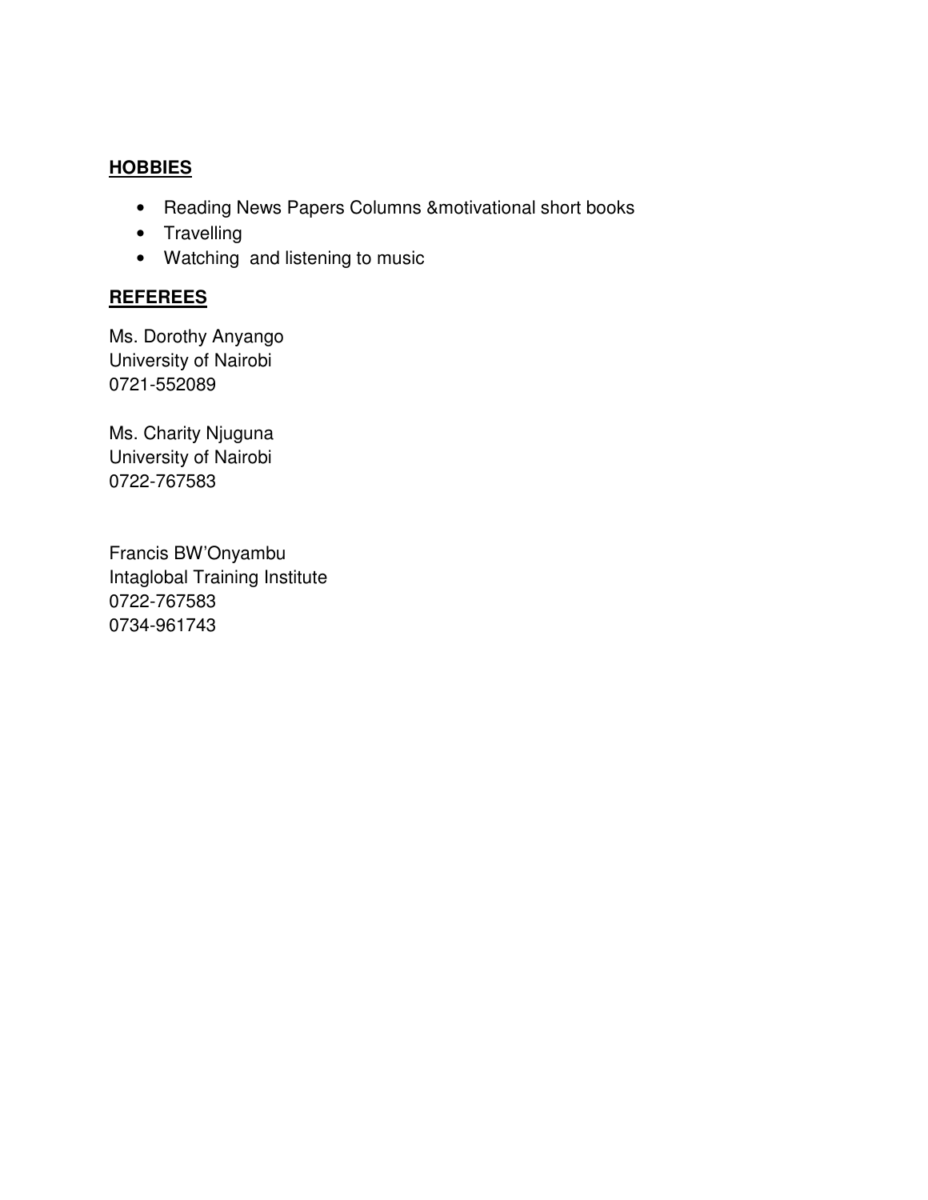**HOBBIES**

- Reading News Papers Columns &motivational short books
- Travelling
- Watching  and listening to music

**REFEREES**

Ms. Dorothy Anyango
University of Nairobi
0721-552089

Ms. Charity Njuguna
University of Nairobi
0722-767583

Francis BW'Onyambu
Intaglobal Training Institute
0722-767583
0734-961743